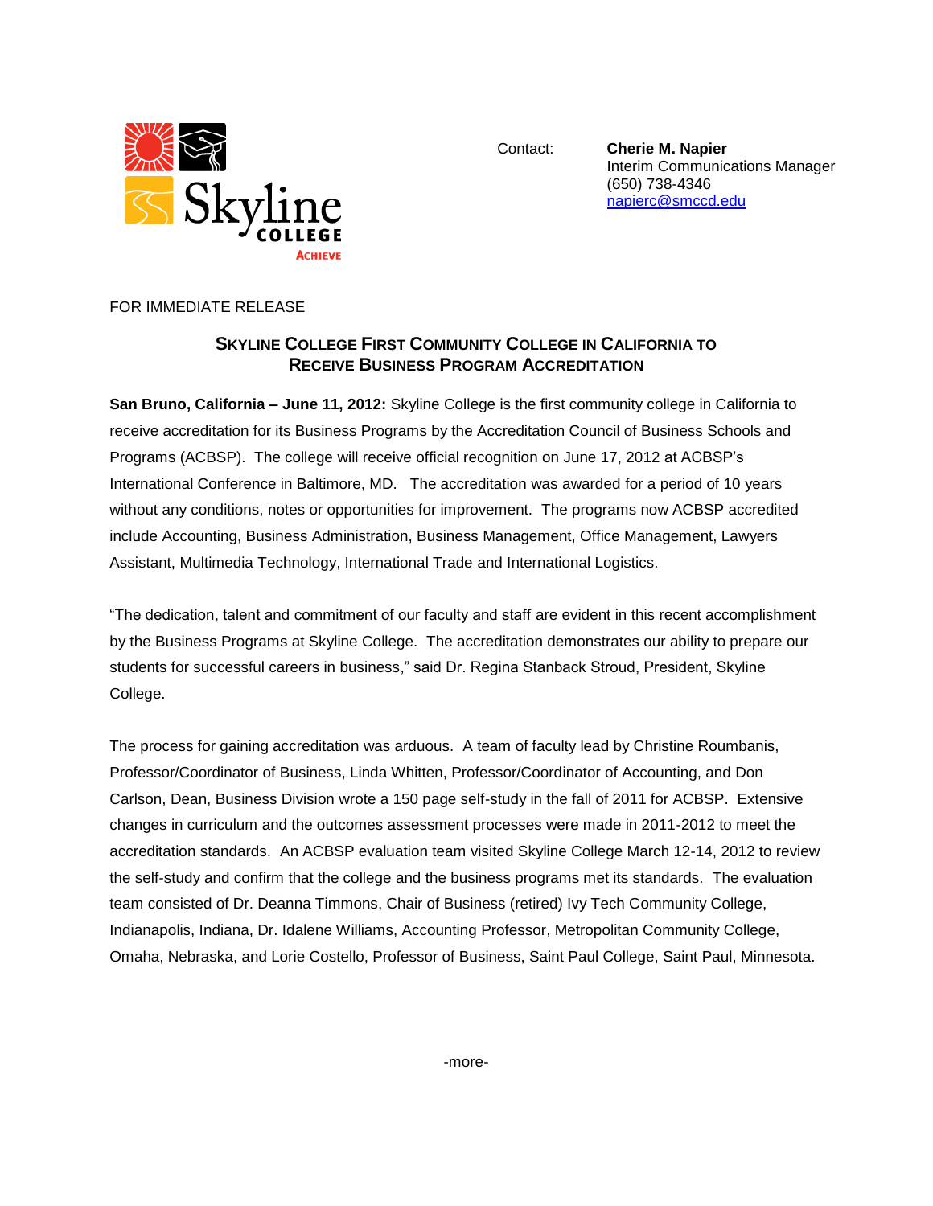Skyline COLLEGE ACHIEVE

Contact: **Cherie M. Napier**
Interim Communications Manager
(650) 738-4346
napierc@smccd.edu

FOR IMMEDIATE RELEASE

## SKYLINE COLLEGE FIRST COMMUNITY COLLEGE IN CALIFORNIA TO RECEIVE BUSINESS PROGRAM ACCREDITATION

**San Bruno, California – June 11, 2012:** Skyline College is the first community college in California to receive accreditation for its Business Programs by the Accreditation Council of Business Schools and Programs (ACBSP). The college will receive official recognition on June 17, 2012 at ACBSP's International Conference in Baltimore, MD. The accreditation was awarded for a period of 10 years without any conditions, notes or opportunities for improvement. The programs now ACBSP accredited include Accounting, Business Administration, Business Management, Office Management, Lawyers Assistant, Multimedia Technology, International Trade and International Logistics.

"The dedication, talent and commitment of our faculty and staff are evident in this recent accomplishment by the Business Programs at Skyline College. The accreditation demonstrates our ability to prepare our students for successful careers in business," said Dr. Regina Stanback Stroud, President, Skyline College.

The process for gaining accreditation was arduous. A team of faculty lead by Christine Roumbanis, Professor/Coordinator of Business, Linda Whitten, Professor/Coordinator of Accounting, and Don Carlson, Dean, Business Division wrote a 150 page self-study in the fall of 2011 for ACBSP. Extensive changes in curriculum and the outcomes assessment processes were made in 2011-2012 to meet the accreditation standards. An ACBSP evaluation team visited Skyline College March 12-14, 2012 to review the self-study and confirm that the college and the business programs met its standards. The evaluation team consisted of Dr. Deanna Timmons, Chair of Business (retired) Ivy Tech Community College, Indianapolis, Indiana, Dr. Idalene Williams, Accounting Professor, Metropolitan Community College, Omaha, Nebraska, and Lorie Costello, Professor of Business, Saint Paul College, Saint Paul, Minnesota.

-more-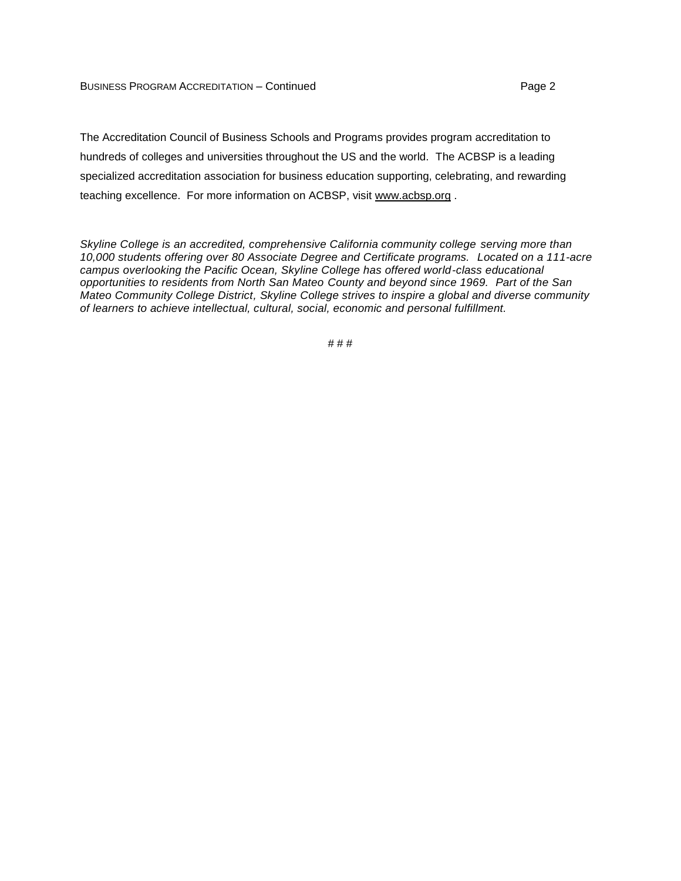The Accreditation Council of Business Schools and Programs provides program accreditation to hundreds of colleges and universities throughout the US and the world. The ACBSP is a leading specialized accreditation association for business education supporting, celebrating, and rewarding teaching excellence. For more information on ACBSP, visit www.acbsp.org .

*Skyline College is an accredited, comprehensive California community college serving more than 10,000 students offering over 80 Associate Degree and Certificate programs. Located on a 111-acre campus overlooking the Pacific Ocean, Skyline College has offered world-class educational opportunities to residents from North San Mateo County and beyond since 1969. Part of the San Mateo Community College District, Skyline College strives to inspire a global and diverse community of learners to achieve intellectual, cultural, social, economic and personal fulfillment.*

# # #